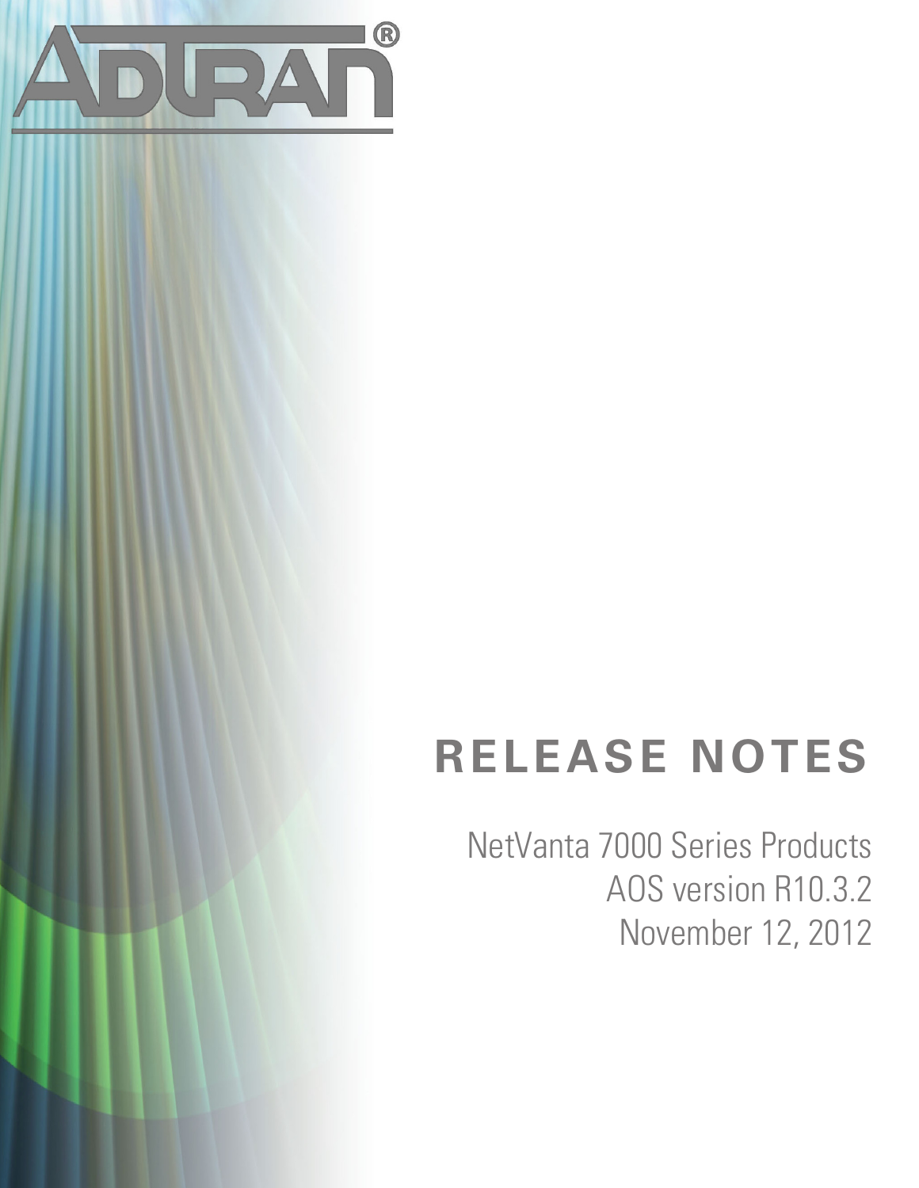# RELEASE NOTES

NetVanta 7000 Series Products
AOS version R10.3.2
November 12, 2012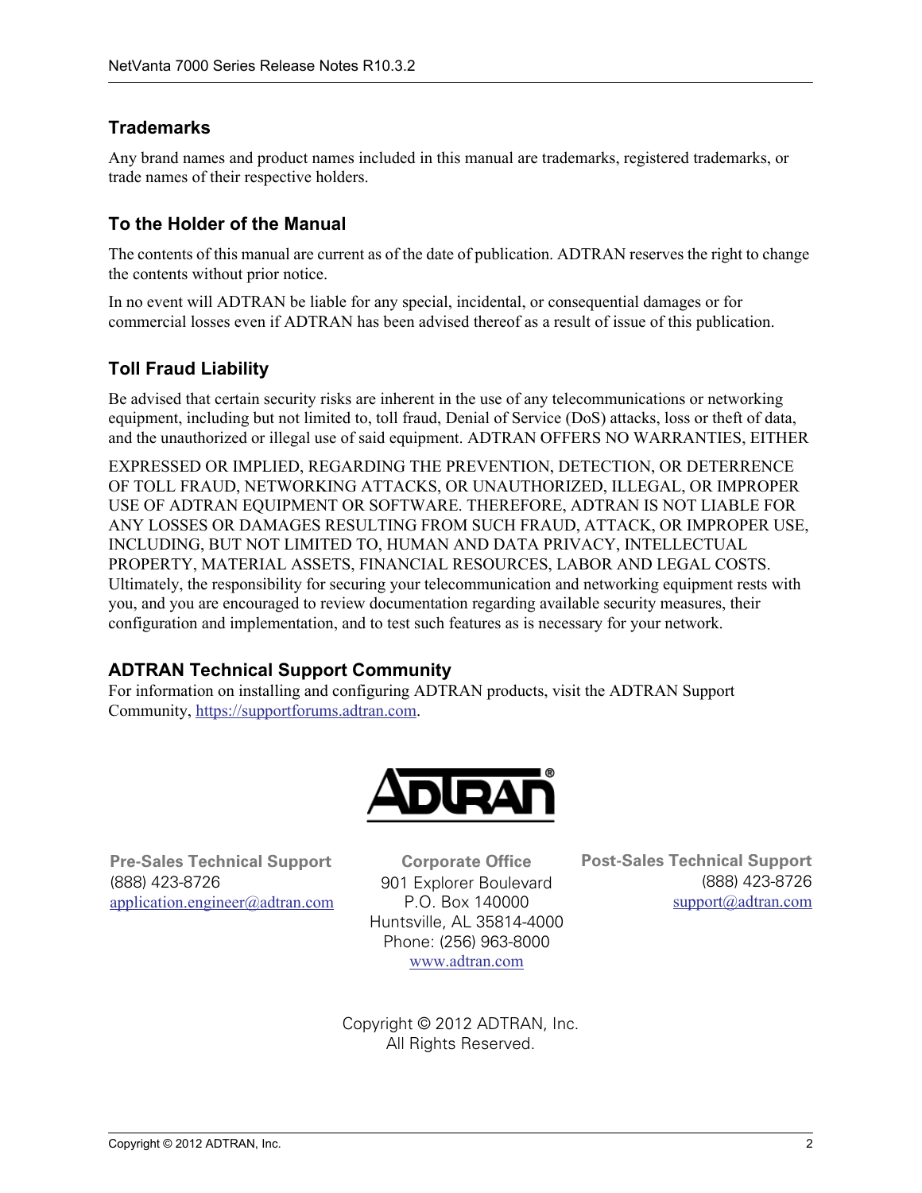## Trademarks

Any brand names and product names included in this manual are trademarks, registered trademarks, or trade names of their respective holders.

## To the Holder of the Manual

The contents of this manual are current as of the date of publication. ADTRAN reserves the right to change the contents without prior notice.

In no event will ADTRAN be liable for any special, incidental, or consequential damages or for commercial losses even if ADTRAN has been advised thereof as a result of issue of this publication.

## Toll Fraud Liability

Be advised that certain security risks are inherent in the use of any telecommunications or networking equipment, including but not limited to, toll fraud, Denial of Service (DoS) attacks, loss or theft of data, and the unauthorized or illegal use of said equipment. ADTRAN OFFERS NO WARRANTIES, EITHER EXPRESSED OR IMPLIED, REGARDING THE PREVENTION, DETECTION, OR DETERRENCE OF TOLL FRAUD, NETWORKING ATTACKS, OR UNAUTHORIZED, ILLEGAL, OR IMPROPER USE OF ADTRAN EQUIPMENT OR SOFTWARE. THEREFORE, ADTRAN IS NOT LIABLE FOR ANY LOSSES OR DAMAGES RESULTING FROM SUCH FRAUD, ATTACK, OR IMPROPER USE, INCLUDING, BUT NOT LIMITED TO, HUMAN AND DATA PRIVACY, INTELLECTUAL PROPERTY, MATERIAL ASSETS, FINANCIAL RESOURCES, LABOR AND LEGAL COSTS. Ultimately, the responsibility for securing your telecommunication and networking equipment rests with you, and you are encouraged to review documentation regarding available security measures, their configuration and implementation, and to test such features as is necessary for your network.

## ADTRAN Technical Support Community

For information on installing and configuring ADTRAN products, visit the ADTRAN Support Community, https://supportforums.adtran.com.

ADTRAN®

**Pre-Sales Technical Support**
(888) 423-8726
application.engineer@adtran.com

**Corporate Office**
901 Explorer Boulevard
P.O. Box 140000
Huntsville, AL 35814-4000
Phone: (256) 963-8000
www.adtran.com

**Post-Sales Technical Support**
(888) 423-8726
support@adtran.com

Copyright © 2012 ADTRAN, Inc.
All Rights Reserved.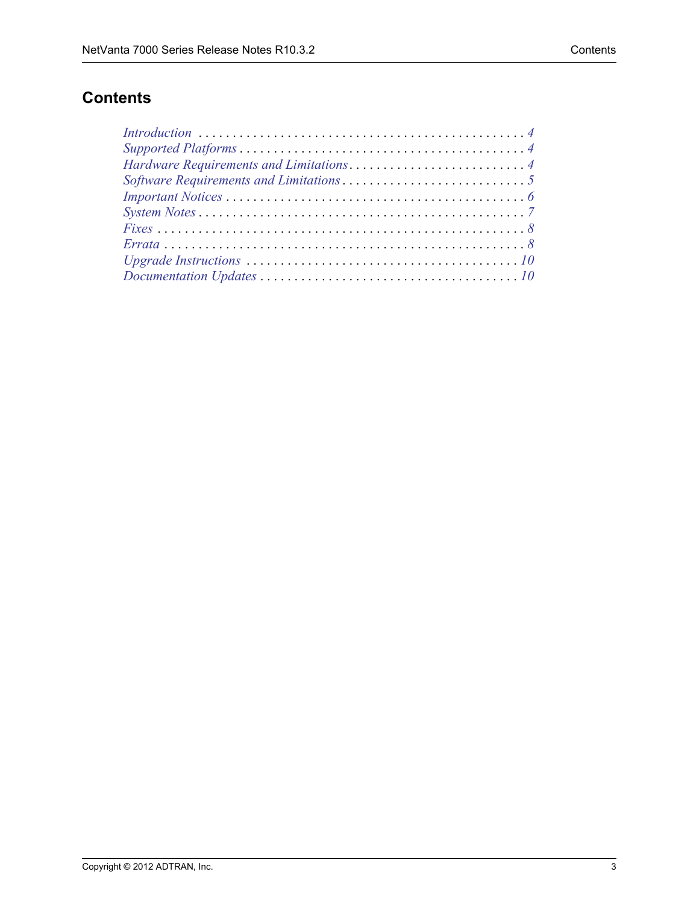# Contents

*Introduction* . . . . . . . . . . . . . . . . . . . . . . . . . . . . . . . . . . . . . . . . . . . . . . . . 4
*Supported Platforms* . . . . . . . . . . . . . . . . . . . . . . . . . . . . . . . . . . . . . . . . . . . 4
*Hardware Requirements and Limitations* . . . . . . . . . . . . . . . . . . . . . . . . . . 4
*Software Requirements and Limitations* . . . . . . . . . . . . . . . . . . . . . . . . . . . 5
*Important Notices* . . . . . . . . . . . . . . . . . . . . . . . . . . . . . . . . . . . . . . . . . . . . 6
*System Notes* . . . . . . . . . . . . . . . . . . . . . . . . . . . . . . . . . . . . . . . . . . . . . . . 7
*Fixes* . . . . . . . . . . . . . . . . . . . . . . . . . . . . . . . . . . . . . . . . . . . . . . . . . . . . . . 8
*Errata* . . . . . . . . . . . . . . . . . . . . . . . . . . . . . . . . . . . . . . . . . . . . . . . . . . . . . 8
*Upgrade Instructions* . . . . . . . . . . . . . . . . . . . . . . . . . . . . . . . . . . . . . . . . 10
*Documentation Updates* . . . . . . . . . . . . . . . . . . . . . . . . . . . . . . . . . . . . . . 10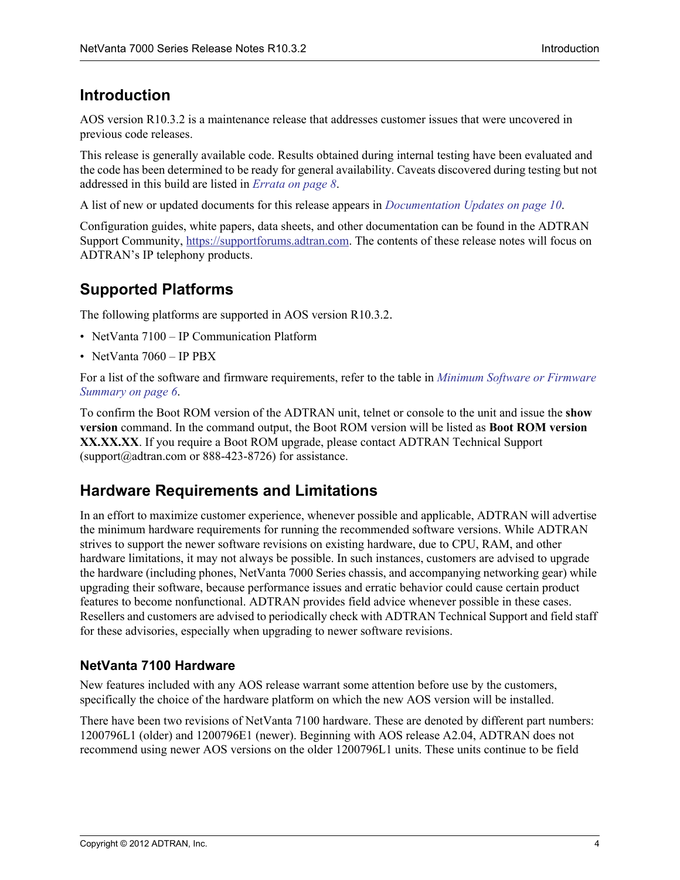## Introduction

AOS version R10.3.2 is a maintenance release that addresses customer issues that were uncovered in previous code releases.

This release is generally available code. Results obtained during internal testing have been evaluated and the code has been determined to be ready for general availability. Caveats discovered during testing but not addressed in this build are listed in *Errata on page 8*.

A list of new or updated documents for this release appears in *Documentation Updates on page 10*.

Configuration guides, white papers, data sheets, and other documentation can be found in the ADTRAN Support Community, https://supportforums.adtran.com. The contents of these release notes will focus on ADTRAN's IP telephony products.

## Supported Platforms

The following platforms are supported in AOS version R10.3.2.

- NetVanta 7100 – IP Communication Platform
- NetVanta 7060 – IP PBX

For a list of the software and firmware requirements, refer to the table in *Minimum Software or Firmware Summary on page 6*.

To confirm the Boot ROM version of the ADTRAN unit, telnet or console to the unit and issue the **show version** command. In the command output, the Boot ROM version will be listed as **Boot ROM version XX.XX.XX**. If you require a Boot ROM upgrade, please contact ADTRAN Technical Support (support@adtran.com or 888-423-8726) for assistance.

## Hardware Requirements and Limitations

In an effort to maximize customer experience, whenever possible and applicable, ADTRAN will advertise the minimum hardware requirements for running the recommended software versions. While ADTRAN strives to support the newer software revisions on existing hardware, due to CPU, RAM, and other hardware limitations, it may not always be possible. In such instances, customers are advised to upgrade the hardware (including phones, NetVanta 7000 Series chassis, and accompanying networking gear) while upgrading their software, because performance issues and erratic behavior could cause certain product features to become nonfunctional. ADTRAN provides field advice whenever possible in these cases. Resellers and customers are advised to periodically check with ADTRAN Technical Support and field staff for these advisories, especially when upgrading to newer software revisions.

### NetVanta 7100 Hardware

New features included with any AOS release warrant some attention before use by the customers, specifically the choice of the hardware platform on which the new AOS version will be installed.

There have been two revisions of NetVanta 7100 hardware. These are denoted by different part numbers: 1200796L1 (older) and 1200796E1 (newer). Beginning with AOS release A2.04, ADTRAN does not recommend using newer AOS versions on the older 1200796L1 units. These units continue to be field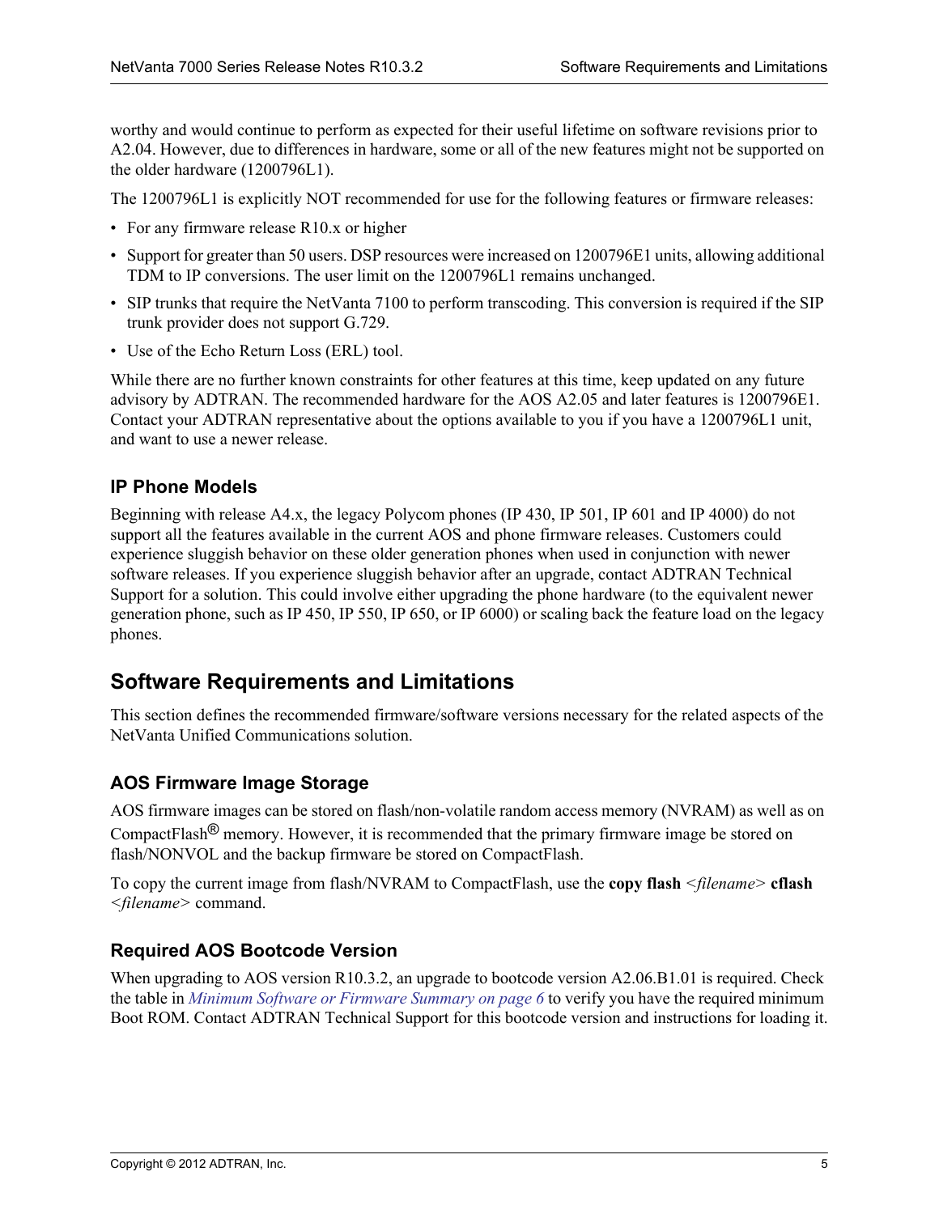worthy and would continue to perform as expected for their useful lifetime on software revisions prior to A2.04. However, due to differences in hardware, some or all of the new features might not be supported on the older hardware (1200796L1).

The 1200796L1 is explicitly NOT recommended for use for the following features or firmware releases:

- For any firmware release R10.x or higher
- Support for greater than 50 users. DSP resources were increased on 1200796E1 units, allowing additional TDM to IP conversions. The user limit on the 1200796L1 remains unchanged.
- SIP trunks that require the NetVanta 7100 to perform transcoding. This conversion is required if the SIP trunk provider does not support G.729.
- Use of the Echo Return Loss (ERL) tool.

While there are no further known constraints for other features at this time, keep updated on any future advisory by ADTRAN. The recommended hardware for the AOS A2.05 and later features is 1200796E1. Contact your ADTRAN representative about the options available to you if you have a 1200796L1 unit, and want to use a newer release.

### IP Phone Models

Beginning with release A4.x, the legacy Polycom phones (IP 430, IP 501, IP 601 and IP 4000) do not support all the features available in the current AOS and phone firmware releases. Customers could experience sluggish behavior on these older generation phones when used in conjunction with newer software releases. If you experience sluggish behavior after an upgrade, contact ADTRAN Technical Support for a solution. This could involve either upgrading the phone hardware (to the equivalent newer generation phone, such as IP 450, IP 550, IP 650, or IP 6000) or scaling back the feature load on the legacy phones.

## Software Requirements and Limitations

This section defines the recommended firmware/software versions necessary for the related aspects of the NetVanta Unified Communications solution.

### AOS Firmware Image Storage

AOS firmware images can be stored on flash/non-volatile random access memory (NVRAM) as well as on CompactFlash® memory. However, it is recommended that the primary firmware image be stored on flash/NONVOL and the backup firmware be stored on CompactFlash.

To copy the current image from flash/NVRAM to CompactFlash, use the **copy flash** *<filename>* **cflash** *<filename>* command.

### Required AOS Bootcode Version

When upgrading to AOS version R10.3.2, an upgrade to bootcode version A2.06.B1.01 is required. Check the table in *Minimum Software or Firmware Summary on page 6* to verify you have the required minimum Boot ROM. Contact ADTRAN Technical Support for this bootcode version and instructions for loading it.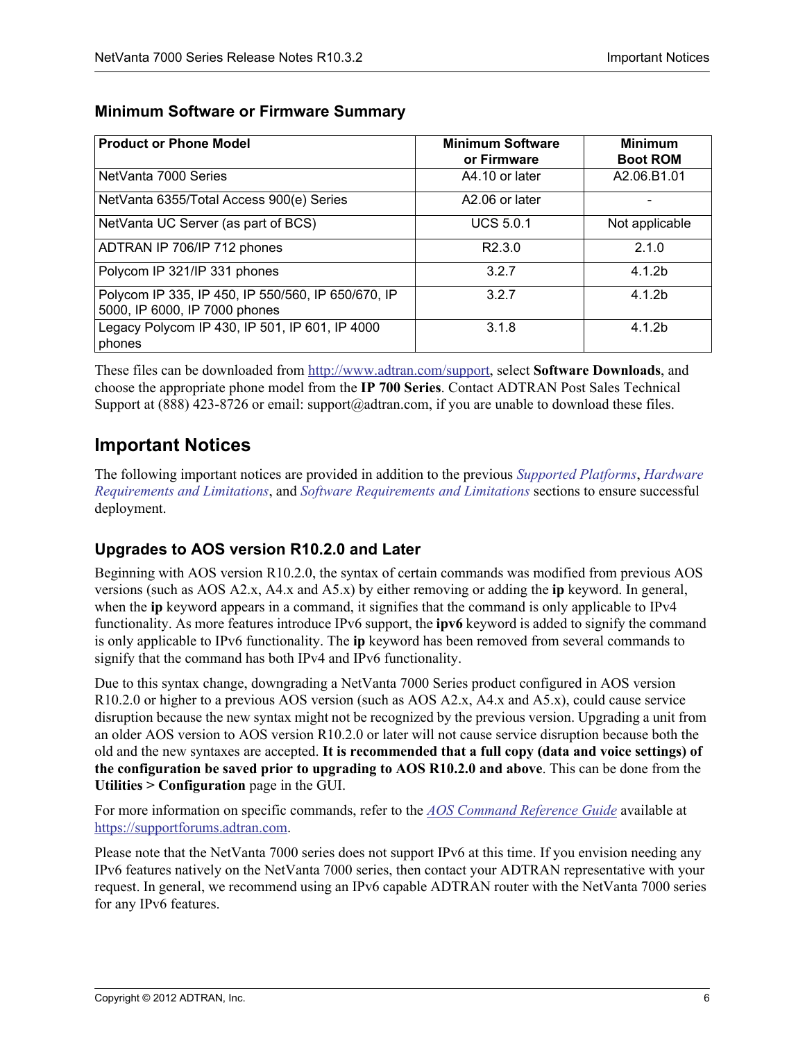### Minimum Software or Firmware Summary

| Product or Phone Model | Minimum Software or Firmware | Minimum Boot ROM |
|---|---|---|
| NetVanta 7000 Series | A4.10 or later | A2.06.B1.01 |
| NetVanta 6355/Total Access 900(e) Series | A2.06 or later | - |
| NetVanta UC Server (as part of BCS) | UCS 5.0.1 | Not applicable |
| ADTRAN IP 706/IP 712 phones | R2.3.0 | 2.1.0 |
| Polycom IP 321/IP 331 phones | 3.2.7 | 4.1.2b |
| Polycom IP 335, IP 450, IP 550/560, IP 650/670, IP 5000, IP 6000, IP 7000 phones | 3.2.7 | 4.1.2b |
| Legacy Polycom IP 430, IP 501, IP 601, IP 4000 phones | 3.1.8 | 4.1.2b |

These files can be downloaded from http://www.adtran.com/support, select **Software Downloads**, and choose the appropriate phone model from the **IP 700 Series**. Contact ADTRAN Post Sales Technical Support at (888) 423-8726 or email: support@adtran.com, if you are unable to download these files.

## Important Notices

The following important notices are provided in addition to the previous *Supported Platforms*, *Hardware Requirements and Limitations*, and *Software Requirements and Limitations* sections to ensure successful deployment.

### Upgrades to AOS version R10.2.0 and Later

Beginning with AOS version R10.2.0, the syntax of certain commands was modified from previous AOS versions (such as AOS A2.x, A4.x and A5.x) by either removing or adding the **ip** keyword. In general, when the **ip** keyword appears in a command, it signifies that the command is only applicable to IPv4 functionality. As more features introduce IPv6 support, the **ipv6** keyword is added to signify the command is only applicable to IPv6 functionality. The **ip** keyword has been removed from several commands to signify that the command has both IPv4 and IPv6 functionality.

Due to this syntax change, downgrading a NetVanta 7000 Series product configured in AOS version R10.2.0 or higher to a previous AOS version (such as AOS A2.x, A4.x and A5.x), could cause service disruption because the new syntax might not be recognized by the previous version. Upgrading a unit from an older AOS version to AOS version R10.2.0 or later will not cause service disruption because both the old and the new syntaxes are accepted. **It is recommended that a full copy (data and voice settings) of the configuration be saved prior to upgrading to AOS R10.2.0 and above**. This can be done from the **Utilities > Configuration** page in the GUI.

For more information on specific commands, refer to the *AOS Command Reference Guide* available at https://supportforums.adtran.com.

Please note that the NetVanta 7000 series does not support IPv6 at this time. If you envision needing any IPv6 features natively on the NetVanta 7000 series, then contact your ADTRAN representative with your request. In general, we recommend using an IPv6 capable ADTRAN router with the NetVanta 7000 series for any IPv6 features.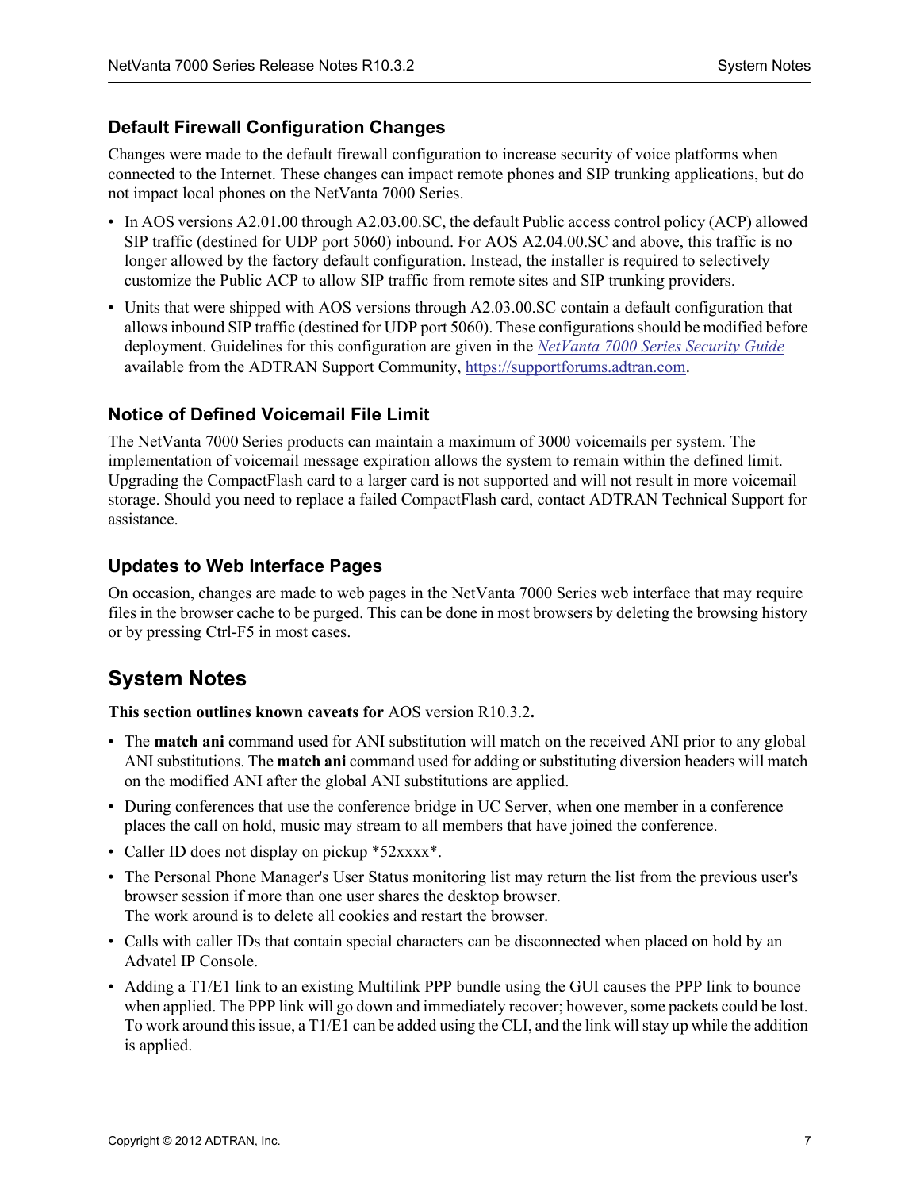### Default Firewall Configuration Changes

Changes were made to the default firewall configuration to increase security of voice platforms when connected to the Internet. These changes can impact remote phones and SIP trunking applications, but do not impact local phones on the NetVanta 7000 Series.

- In AOS versions A2.01.00 through A2.03.00.SC, the default Public access control policy (ACP) allowed SIP traffic (destined for UDP port 5060) inbound. For AOS A2.04.00.SC and above, this traffic is no longer allowed by the factory default configuration. Instead, the installer is required to selectively customize the Public ACP to allow SIP traffic from remote sites and SIP trunking providers.
- Units that were shipped with AOS versions through A2.03.00.SC contain a default configuration that allows inbound SIP traffic (destined for UDP port 5060). These configurations should be modified before deployment. Guidelines for this configuration are given in the *NetVanta 7000 Series Security Guide* available from the ADTRAN Support Community, https://supportforums.adtran.com.

### Notice of Defined Voicemail File Limit

The NetVanta 7000 Series products can maintain a maximum of 3000 voicemails per system. The implementation of voicemail message expiration allows the system to remain within the defined limit. Upgrading the CompactFlash card to a larger card is not supported and will not result in more voicemail storage. Should you need to replace a failed CompactFlash card, contact ADTRAN Technical Support for assistance.

### Updates to Web Interface Pages

On occasion, changes are made to web pages in the NetVanta 7000 Series web interface that may require files in the browser cache to be purged. This can be done in most browsers by deleting the browsing history or by pressing Ctrl-F5 in most cases.

## System Notes

**This section outlines known caveats for** AOS version R10.3.2**.**

- The **match ani** command used for ANI substitution will match on the received ANI prior to any global ANI substitutions. The **match ani** command used for adding or substituting diversion headers will match on the modified ANI after the global ANI substitutions are applied.
- During conferences that use the conference bridge in UC Server, when one member in a conference places the call on hold, music may stream to all members that have joined the conference.
- Caller ID does not display on pickup *52xxxx*.
- The Personal Phone Manager's User Status monitoring list may return the list from the previous user's browser session if more than one user shares the desktop browser.
  The work around is to delete all cookies and restart the browser.
- Calls with caller IDs that contain special characters can be disconnected when placed on hold by an Advatel IP Console.
- Adding a T1/E1 link to an existing Multilink PPP bundle using the GUI causes the PPP link to bounce when applied. The PPP link will go down and immediately recover; however, some packets could be lost. To work around this issue, a T1/E1 can be added using the CLI, and the link will stay up while the addition is applied.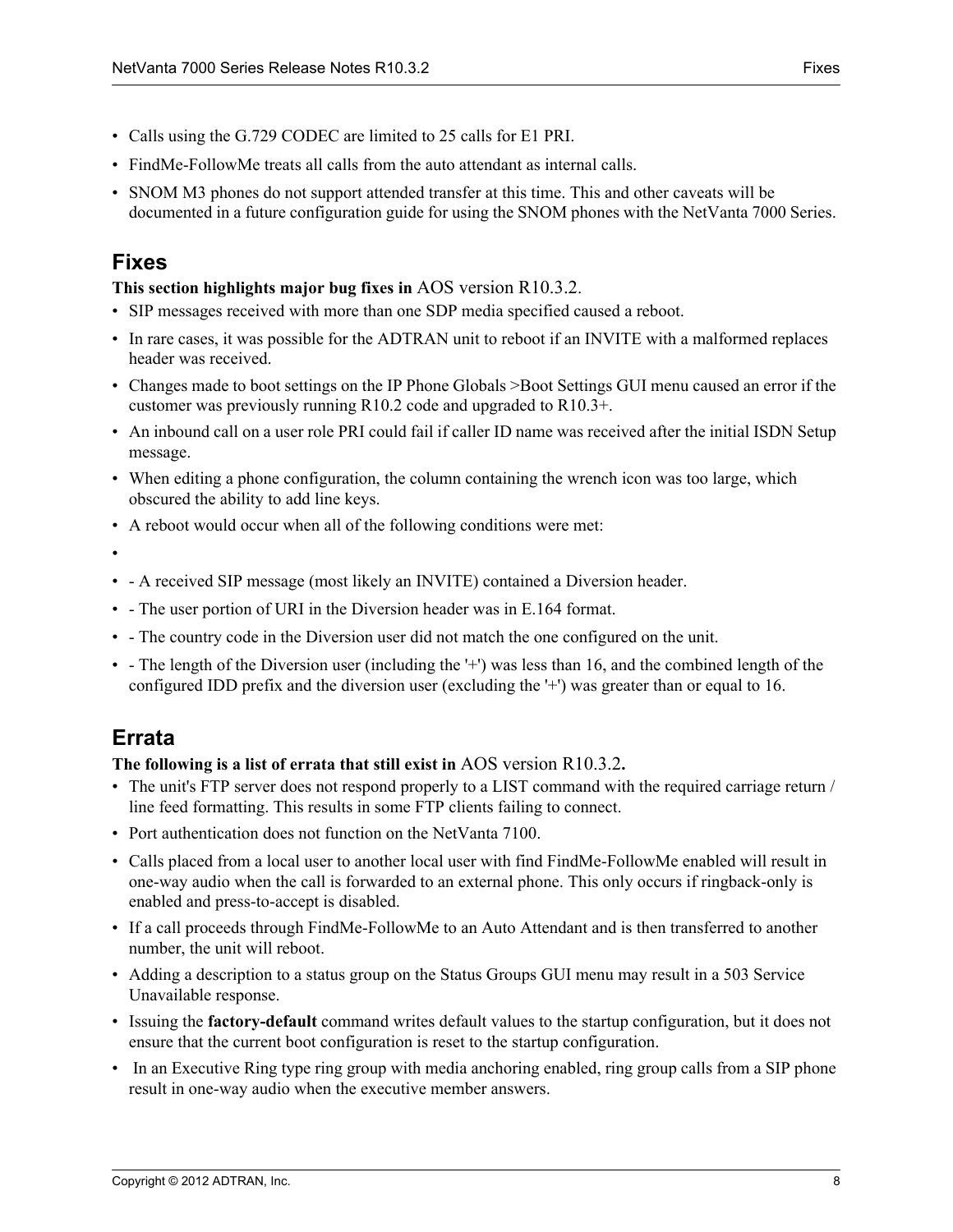- Calls using the G.729 CODEC are limited to 25 calls for E1 PRI.
- FindMe-FollowMe treats all calls from the auto attendant as internal calls.
- SNOM M3 phones do not support attended transfer at this time. This and other caveats will be documented in a future configuration guide for using the SNOM phones with the NetVanta 7000 Series.

## Fixes

**This section highlights major bug fixes in** AOS version R10.3.2.

- SIP messages received with more than one SDP media specified caused a reboot.
- In rare cases, it was possible for the ADTRAN unit to reboot if an INVITE with a malformed replaces header was received.
- Changes made to boot settings on the IP Phone Globals >Boot Settings GUI menu caused an error if the customer was previously running R10.2 code and upgraded to R10.3+.
- An inbound call on a user role PRI could fail if caller ID name was received after the initial ISDN Setup message.
- When editing a phone configuration, the column containing the wrench icon was too large, which obscured the ability to add line keys.
- A reboot would occur when all of the following conditions were met:
- 
- - A received SIP message (most likely an INVITE) contained a Diversion header.
- - The user portion of URI in the Diversion header was in E.164 format.
- - The country code in the Diversion user did not match the one configured on the unit.
- - The length of the Diversion user (including the '+') was less than 16, and the combined length of the configured IDD prefix and the diversion user (excluding the '+') was greater than or equal to 16.

## Errata

**The following is a list of errata that still exist in** AOS version R10.3.2**.**

- The unit's FTP server does not respond properly to a LIST command with the required carriage return / line feed formatting. This results in some FTP clients failing to connect.
- Port authentication does not function on the NetVanta 7100.
- Calls placed from a local user to another local user with find FindMe-FollowMe enabled will result in one-way audio when the call is forwarded to an external phone. This only occurs if ringback-only is enabled and press-to-accept is disabled.
- If a call proceeds through FindMe-FollowMe to an Auto Attendant and is then transferred to another number, the unit will reboot.
- Adding a description to a status group on the Status Groups GUI menu may result in a 503 Service Unavailable response.
- Issuing the **factory-default** command writes default values to the startup configuration, but it does not ensure that the current boot configuration is reset to the startup configuration.
- In an Executive Ring type ring group with media anchoring enabled, ring group calls from a SIP phone result in one-way audio when the executive member answers.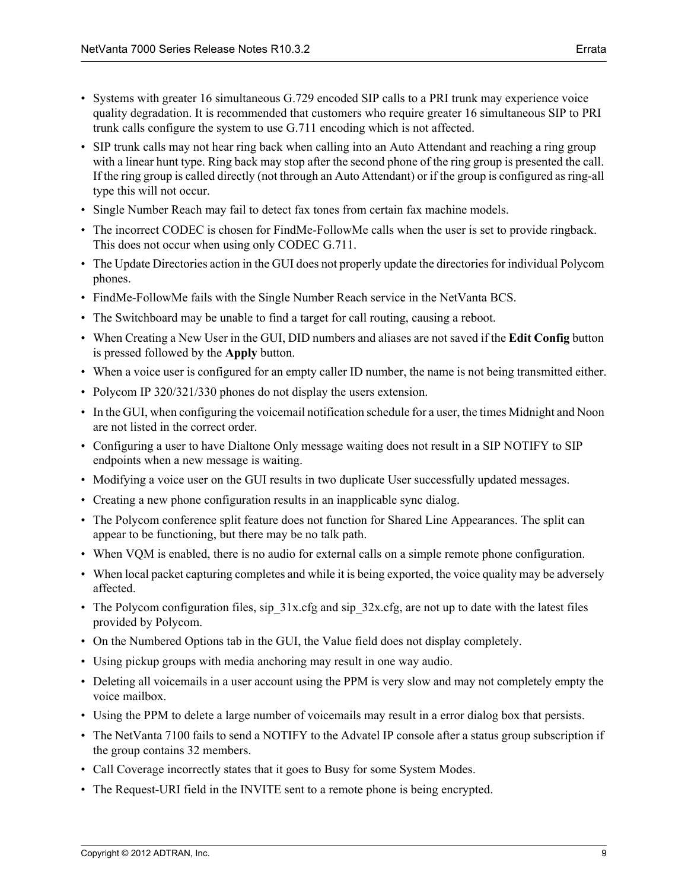- Systems with greater 16 simultaneous G.729 encoded SIP calls to a PRI trunk may experience voice quality degradation. It is recommended that customers who require greater 16 simultaneous SIP to PRI trunk calls configure the system to use G.711 encoding which is not affected.
- SIP trunk calls may not hear ring back when calling into an Auto Attendant and reaching a ring group with a linear hunt type. Ring back may stop after the second phone of the ring group is presented the call. If the ring group is called directly (not through an Auto Attendant) or if the group is configured as ring-all type this will not occur.
- Single Number Reach may fail to detect fax tones from certain fax machine models.
- The incorrect CODEC is chosen for FindMe-FollowMe calls when the user is set to provide ringback. This does not occur when using only CODEC G.711.
- The Update Directories action in the GUI does not properly update the directories for individual Polycom phones.
- FindMe-FollowMe fails with the Single Number Reach service in the NetVanta BCS.
- The Switchboard may be unable to find a target for call routing, causing a reboot.
- When Creating a New User in the GUI, DID numbers and aliases are not saved if the **Edit Config** button is pressed followed by the **Apply** button.
- When a voice user is configured for an empty caller ID number, the name is not being transmitted either.
- Polycom IP 320/321/330 phones do not display the users extension.
- In the GUI, when configuring the voicemail notification schedule for a user, the times Midnight and Noon are not listed in the correct order.
- Configuring a user to have Dialtone Only message waiting does not result in a SIP NOTIFY to SIP endpoints when a new message is waiting.
- Modifying a voice user on the GUI results in two duplicate User successfully updated messages.
- Creating a new phone configuration results in an inapplicable sync dialog.
- The Polycom conference split feature does not function for Shared Line Appearances. The split can appear to be functioning, but there may be no talk path.
- When VQM is enabled, there is no audio for external calls on a simple remote phone configuration.
- When local packet capturing completes and while it is being exported, the voice quality may be adversely affected.
- The Polycom configuration files, sip_31x.cfg and sip_32x.cfg, are not up to date with the latest files provided by Polycom.
- On the Numbered Options tab in the GUI, the Value field does not display completely.
- Using pickup groups with media anchoring may result in one way audio.
- Deleting all voicemails in a user account using the PPM is very slow and may not completely empty the voice mailbox.
- Using the PPM to delete a large number of voicemails may result in a error dialog box that persists.
- The NetVanta 7100 fails to send a NOTIFY to the Advatel IP console after a status group subscription if the group contains 32 members.
- Call Coverage incorrectly states that it goes to Busy for some System Modes.
- The Request-URI field in the INVITE sent to a remote phone is being encrypted.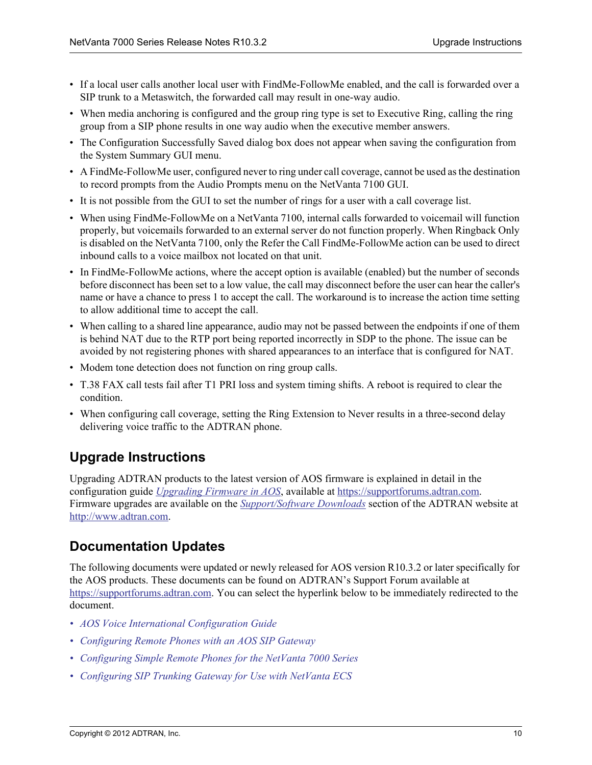- If a local user calls another local user with FindMe-FollowMe enabled, and the call is forwarded over a SIP trunk to a Metaswitch, the forwarded call may result in one-way audio.
- When media anchoring is configured and the group ring type is set to Executive Ring, calling the ring group from a SIP phone results in one way audio when the executive member answers.
- The Configuration Successfully Saved dialog box does not appear when saving the configuration from the System Summary GUI menu.
- A FindMe-FollowMe user, configured never to ring under call coverage, cannot be used as the destination to record prompts from the Audio Prompts menu on the NetVanta 7100 GUI.
- It is not possible from the GUI to set the number of rings for a user with a call coverage list.
- When using FindMe-FollowMe on a NetVanta 7100, internal calls forwarded to voicemail will function properly, but voicemails forwarded to an external server do not function properly. When Ringback Only is disabled on the NetVanta 7100, only the Refer the Call FindMe-FollowMe action can be used to direct inbound calls to a voice mailbox not located on that unit.
- In FindMe-FollowMe actions, where the accept option is available (enabled) but the number of seconds before disconnect has been set to a low value, the call may disconnect before the user can hear the caller's name or have a chance to press 1 to accept the call. The workaround is to increase the action time setting to allow additional time to accept the call.
- When calling to a shared line appearance, audio may not be passed between the endpoints if one of them is behind NAT due to the RTP port being reported incorrectly in SDP to the phone. The issue can be avoided by not registering phones with shared appearances to an interface that is configured for NAT.
- Modem tone detection does not function on ring group calls.
- T.38 FAX call tests fail after T1 PRI loss and system timing shifts. A reboot is required to clear the condition.
- When configuring call coverage, setting the Ring Extension to Never results in a three-second delay delivering voice traffic to the ADTRAN phone.

## Upgrade Instructions

Upgrading ADTRAN products to the latest version of AOS firmware is explained in detail in the configuration guide *Upgrading Firmware in AOS*, available at https://supportforums.adtran.com. Firmware upgrades are available on the *Support/Software Downloads* section of the ADTRAN website at http://www.adtran.com.

## Documentation Updates

The following documents were updated or newly released for AOS version R10.3.2 or later specifically for the AOS products. These documents can be found on ADTRAN's Support Forum available at https://supportforums.adtran.com. You can select the hyperlink below to be immediately redirected to the document.

- *AOS Voice International Configuration Guide*
- *Configuring Remote Phones with an AOS SIP Gateway*
- *Configuring Simple Remote Phones for the NetVanta 7000 Series*
- *Configuring SIP Trunking Gateway for Use with NetVanta ECS*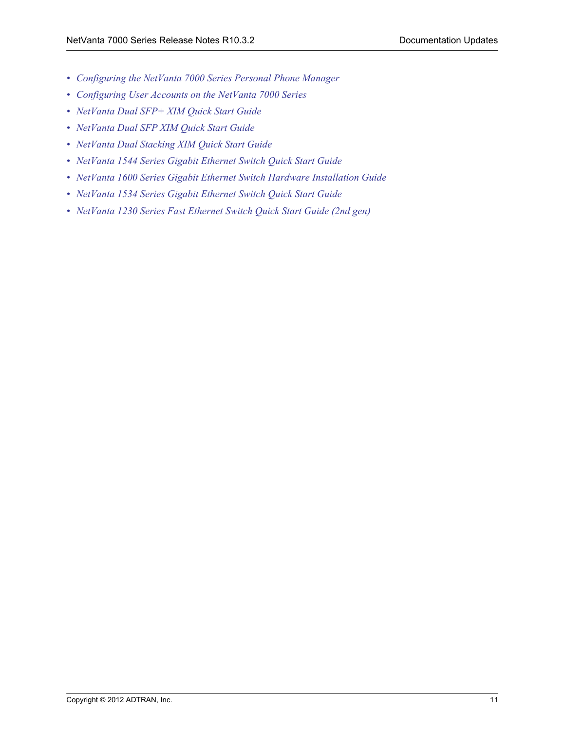- *Configuring the NetVanta 7000 Series Personal Phone Manager*
- *Configuring User Accounts on the NetVanta 7000 Series*
- *NetVanta Dual SFP+ XIM Quick Start Guide*
- *NetVanta Dual SFP XIM Quick Start Guide*
- *NetVanta Dual Stacking XIM Quick Start Guide*
- *NetVanta 1544 Series Gigabit Ethernet Switch Quick Start Guide*
- *NetVanta 1600 Series Gigabit Ethernet Switch Hardware Installation Guide*
- *NetVanta 1534 Series Gigabit Ethernet Switch Quick Start Guide*
- *NetVanta 1230 Series Fast Ethernet Switch Quick Start Guide (2nd gen)*